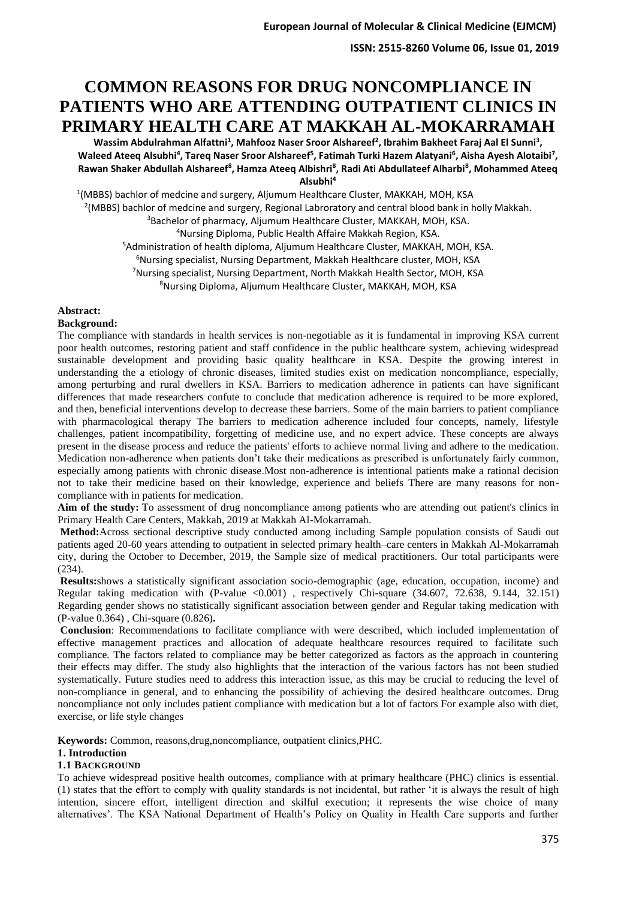# COMMON REASONS FOR DRUG NONCOMPLIANCE IN PATIENTS WHO ARE ATTENDING OUTPATIENT CLINICS IN PRIMARY HEALTH CARE AT MAKKAH AL-MOKARRAMAH

**Wassim Abdulrahman Alfattni[1], Mahfooz Naser Sroor Alshareef[2], Ibrahim Bakheet Faraj Aal El Sunni[3], Waleed Ateeq Alsubhi[4], Tareq Naser Sroor Alshareef[5], Fatimah Turki Hazem Alatyani[6], Aisha Ayesh Alotaibi[7], Rawan Shaker Abdullah Alshareef[8], Hamza Ateeq Albishri[8], Radi Ati Abdullateef Alharbi[8], Mohammed Ateeq Alsubhi[4]**

[1](MBBS) bachlor of medcine and surgery, Aljumum Healthcare Cluster, MAKKAH, MOH, KSA

[2](MBBS) bachlor of medcine and surgery, Regional Labroratory and central blood bank in holly Makkah.

[3]Bachelor of pharmacy, Aljumum Healthcare Cluster, MAKKAH, MOH, KSA.

[4]Nursing Diploma, Public Health Affaire Makkah Region, KSA.

[5]Administration of health diploma, Aljumum Healthcare Cluster, MAKKAH, MOH, KSA.

[6]Nursing specialist, Nursing Department, Makkah Healthcare cluster, MOH, KSA

[7]Nursing specialist, Nursing Department, North Makkah Health Sector, MOH, KSA

[8]Nursing Diploma, Aljumum Healthcare Cluster, MAKKAH, MOH, KSA

**Abstract:**

**Background:**

The compliance with standards in health services is non-negotiable as it is fundamental in improving KSA current poor health outcomes, restoring patient and staff confidence in the public healthcare system, achieving widespread sustainable development and providing basic quality healthcare in KSA. Despite the growing interest in understanding the a etiology of chronic diseases, limited studies exist on medication noncompliance, especially, among perturbing and rural dwellers in KSA. Barriers to medication adherence in patients can have significant differences that made researchers confute to conclude that medication adherence is required to be more explored, and then, beneficial interventions develop to decrease these barriers. Some of the main barriers to patient compliance with pharmacological therapy The barriers to medication adherence included four concepts, namely, lifestyle challenges, patient incompatibility, forgetting of medicine use, and no expert advice. These concepts are always present in the disease process and reduce the patients' efforts to achieve normal living and adhere to the medication. Medication non-adherence when patients don't take their medications as prescribed is unfortunately fairly common, especially among patients with chronic disease.Most non-adherence is intentional patients make a rational decision not to take their medicine based on their knowledge, experience and beliefs There are many reasons for non-compliance with in patients for medication.

**Aim of the study:** To assessment of drug noncompliance among patients who are attending out patient's clinics in Primary Health Care Centers, Makkah, 2019 at Makkah Al-Mokarramah.

**Method:**Across sectional descriptive study conducted among including Sample population consists of Saudi out patients aged 20-60 years attending to outpatient in selected primary health–care centers in Makkah Al-Mokarramah city, during the October to December, 2019, the Sample size of medical practitioners. Our total participants were (234).

**Results:**shows a statistically significant association socio-demographic (age, education, occupation, income) and Regular taking medication with (P-value <0.001) , respectively Chi-square (34.607, 72.638, 9.144, 32.151) Regarding gender shows no statistically significant association between gender and Regular taking medication with (P-value 0.364) , Chi-square (0.826)**.**

**Conclusion**: Recommendations to facilitate compliance with were described, which included implementation of effective management practices and allocation of adequate healthcare resources required to facilitate such compliance. The factors related to compliance may be better categorized as factors as the approach in countering their effects may differ. The study also highlights that the interaction of the various factors has not been studied systematically. Future studies need to address this interaction issue, as this may be crucial to reducing the level of non-compliance in general, and to enhancing the possibility of achieving the desired healthcare outcomes. Drug noncompliance not only includes patient compliance with medication but a lot of factors For example also with diet, exercise, or life style changes

**Keywords:** Common, reasons,drug,noncompliance, outpatient clinics,PHC.

## 1. Introduction

### 1.1 Background

To achieve widespread positive health outcomes, compliance with at primary healthcare (PHC) clinics is essential. (1) states that the effort to comply with quality standards is not incidental, but rather 'it is always the result of high intention, sincere effort, intelligent direction and skilful execution; it represents the wise choice of many alternatives'. The KSA National Department of Health's Policy on Quality in Health Care supports and further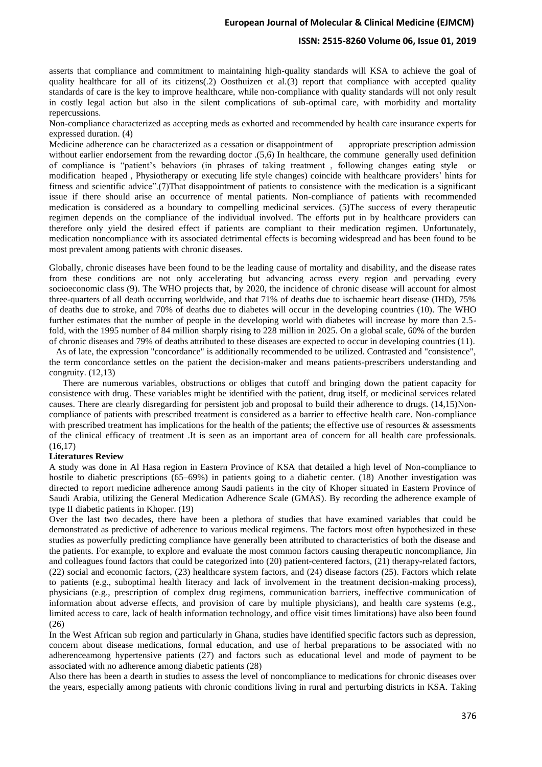asserts that compliance and commitment to maintaining high-quality standards will KSA to achieve the goal of quality healthcare for all of its citizens(.2) Oosthuizen et al.(3) report that compliance with accepted quality standards of care is the key to improve healthcare, while non-compliance with quality standards will not only result in costly legal action but also in the silent complications of sub-optimal care, with morbidity and mortality repercussions.

Non-compliance characterized as accepting meds as exhorted and recommended by health care insurance experts for expressed duration. (4)

Medicine adherence can be characterized as a cessation or disappointment of appropriate prescription admission without earlier endorsement from the rewarding doctor .(5,6) In healthcare, the commune generally used definition of compliance is "patient's behaviors (in phrases of taking treatment , following changes eating style or modification heaped , Physiotherapy or executing life style changes) coincide with healthcare providers' hints for fitness and scientific advice".(7)That disappointment of patients to consistence with the medication is a significant issue if there should arise an occurrence of mental patients. Non-compliance of patients with recommended medication is considered as a boundary to compelling medicinal services. (5)The success of every therapeutic regimen depends on the compliance of the individual involved. The efforts put in by healthcare providers can therefore only yield the desired effect if patients are compliant to their medication regimen. Unfortunately, medication noncompliance with its associated detrimental effects is becoming widespread and has been found to be most prevalent among patients with chronic diseases.

Globally, chronic diseases have been found to be the leading cause of mortality and disability, and the disease rates from these conditions are not only accelerating but advancing across every region and pervading every socioeconomic class (9). The WHO projects that, by 2020, the incidence of chronic disease will account for almost three-quarters of all death occurring worldwide, and that 71% of deaths due to ischaemic heart disease (IHD), 75% of deaths due to stroke, and 70% of deaths due to diabetes will occur in the developing countries (10). The WHO further estimates that the number of people in the developing world with diabetes will increase by more than 2.5-fold, with the 1995 number of 84 million sharply rising to 228 million in 2025. On a global scale, 60% of the burden of chronic diseases and 79% of deaths attributed to these diseases are expected to occur in developing countries (11).

As of late, the expression "concordance" is additionally recommended to be utilized. Contrasted and "consistence", the term concordance settles on the patient the decision-maker and means patients-prescribers understanding and congruity. (12,13)

There are numerous variables, obstructions or obliges that cutoff and bringing down the patient capacity for consistence with drug. These variables might be identified with the patient, drug itself, or medicinal services related causes. There are clearly disregarding for persistent job and proposal to build their adherence to drugs. (14,15)Non-compliance of patients with prescribed treatment is considered as a barrier to effective health care. Non-compliance with prescribed treatment has implications for the health of the patients; the effective use of resources & assessments of the clinical efficacy of treatment .It is seen as an important area of concern for all health care professionals. (16,17)

**Literatures Review**

A study was done in Al Hasa region in Eastern Province of KSA that detailed a high level of Non-compliance to hostile to diabetic prescriptions (65–69%) in patients going to a diabetic center. (18) Another investigation was directed to report medicine adherence among Saudi patients in the city of Khoper situated in Eastern Province of Saudi Arabia, utilizing the General Medication Adherence Scale (GMAS). By recording the adherence example of type II diabetic patients in Khoper. (19)

Over the last two decades, there have been a plethora of studies that have examined variables that could be demonstrated as predictive of adherence to various medical regimens. The factors most often hypothesized in these studies as powerfully predicting compliance have generally been attributed to characteristics of both the disease and the patients. For example, to explore and evaluate the most common factors causing therapeutic noncompliance, Jin and colleagues found factors that could be categorized into (20) patient-centered factors, (21) therapy-related factors, (22) social and economic factors, (23) healthcare system factors, and (24) disease factors (25). Factors which relate to patients (e.g., suboptimal health literacy and lack of involvement in the treatment decision-making process), physicians (e.g., prescription of complex drug regimens, communication barriers, ineffective communication of information about adverse effects, and provision of care by multiple physicians), and health care systems (e.g., limited access to care, lack of health information technology, and office visit times limitations) have also been found (26)

In the West African sub region and particularly in Ghana, studies have identified specific factors such as depression, concern about disease medications, formal education, and use of herbal preparations to be associated with no adherenceamong hypertensive patients (27) and factors such as educational level and mode of payment to be associated with no adherence among diabetic patients (28)

Also there has been a dearth in studies to assess the level of noncompliance to medications for chronic diseases over the years, especially among patients with chronic conditions living in rural and perturbing districts in KSA. Taking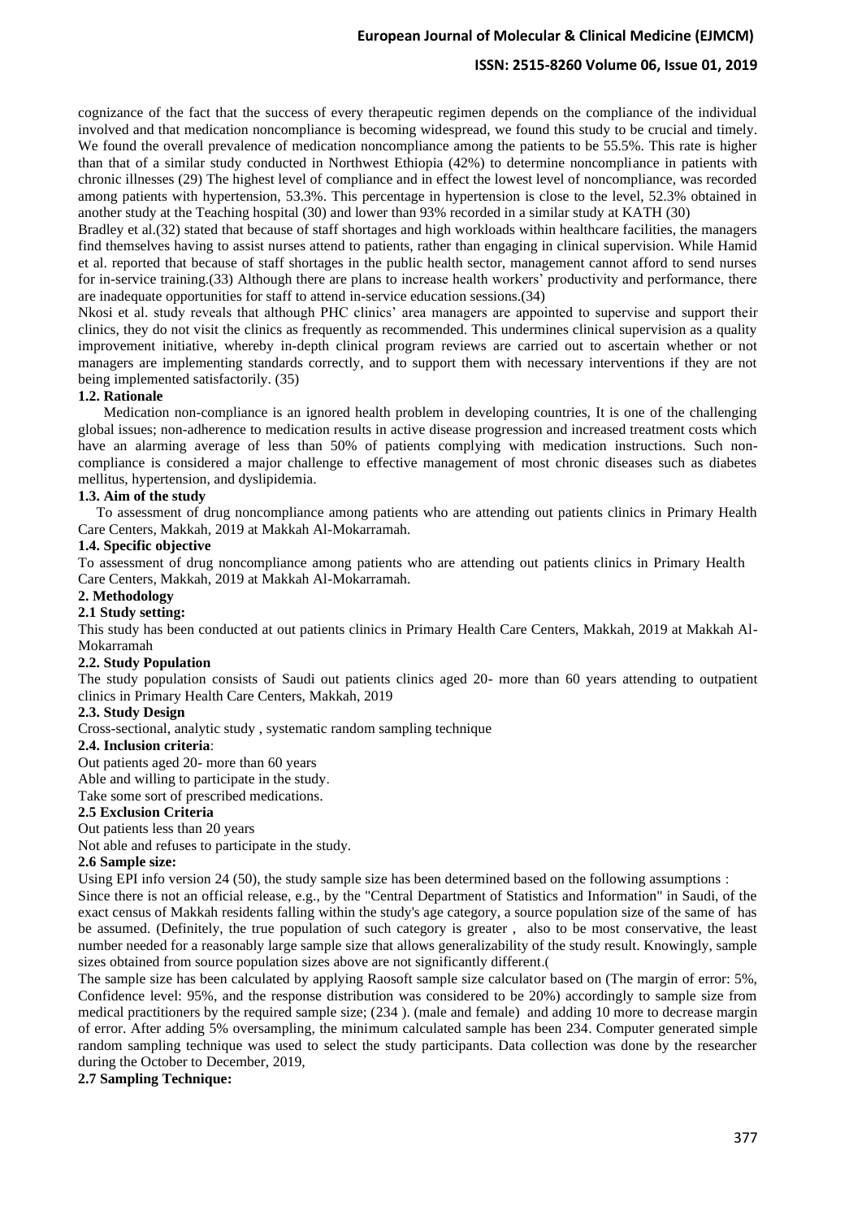cognizance of the fact that the success of every therapeutic regimen depends on the compliance of the individual involved and that medication noncompliance is becoming widespread, we found this study to be crucial and timely. We found the overall prevalence of medication noncompliance among the patients to be 55.5%. This rate is higher than that of a similar study conducted in Northwest Ethiopia (42%) to determine noncompliance in patients with chronic illnesses (29) The highest level of compliance and in effect the lowest level of noncompliance, was recorded among patients with hypertension, 53.3%. This percentage in hypertension is close to the level, 52.3% obtained in another study at the Teaching hospital (30) and lower than 93% recorded in a similar study at KATH (30)

Bradley et al.(32) stated that because of staff shortages and high workloads within healthcare facilities, the managers find themselves having to assist nurses attend to patients, rather than engaging in clinical supervision. While Hamid et al. reported that because of staff shortages in the public health sector, management cannot afford to send nurses for in-service training.(33) Although there are plans to increase health workers' productivity and performance, there are inadequate opportunities for staff to attend in-service education sessions.(34)

Nkosi et al. study reveals that although PHC clinics' area managers are appointed to supervise and support their clinics, they do not visit the clinics as frequently as recommended. This undermines clinical supervision as a quality improvement initiative, whereby in-depth clinical program reviews are carried out to ascertain whether or not managers are implementing standards correctly, and to support them with necessary interventions if they are not being implemented satisfactorily. (35)

### 1.2. Rationale

Medication non-compliance is an ignored health problem in developing countries, It is one of the challenging global issues; non-adherence to medication results in active disease progression and increased treatment costs which have an alarming average of less than 50% of patients complying with medication instructions. Such non-compliance is considered a major challenge to effective management of most chronic diseases such as diabetes mellitus, hypertension, and dyslipidemia.

### 1.3. Aim of the study

To assessment of drug noncompliance among patients who are attending out patients clinics in Primary Health Care Centers, Makkah, 2019 at Makkah Al-Mokarramah.

### 1.4. Specific objective

To assessment of drug noncompliance among patients who are attending out patients clinics in Primary Health Care Centers, Makkah, 2019 at Makkah Al-Mokarramah.

## 2. Methodology

### 2.1 Study setting:

This study has been conducted at out patients clinics in Primary Health Care Centers, Makkah, 2019 at Makkah Al-Mokarramah

### 2.2. Study Population

The study population consists of Saudi out patients clinics aged 20- more than 60 years attending to outpatient clinics in Primary Health Care Centers, Makkah, 2019

### 2.3. Study Design

Cross-sectional, analytic study , systematic random sampling technique

### 2.4. Inclusion criteria:

Out patients aged 20- more than 60 years

Able and willing to participate in the study.

Take some sort of prescribed medications.

### 2.5 Exclusion Criteria

Out patients less than 20 years

Not able and refuses to participate in the study.

### 2.6 Sample size:

Using EPI info version 24 (50), the study sample size has been determined based on the following assumptions :

Since there is not an official release, e.g., by the "Central Department of Statistics and Information" in Saudi, of the exact census of Makkah residents falling within the study's age category, a source population size of the same of has be assumed. (Definitely, the true population of such category is greater , also to be most conservative, the least number needed for a reasonably large sample size that allows generalizability of the study result. Knowingly, sample sizes obtained from source population sizes above are not significantly different.(

The sample size has been calculated by applying Raosoft sample size calculator based on (The margin of error: 5%, Confidence level: 95%, and the response distribution was considered to be 20%) accordingly to sample size from medical practitioners by the required sample size; (234 ). (male and female) and adding 10 more to decrease margin of error. After adding 5% oversampling, the minimum calculated sample has been 234. Computer generated simple random sampling technique was used to select the study participants. Data collection was done by the researcher during the October to December, 2019,

### 2.7 Sampling Technique: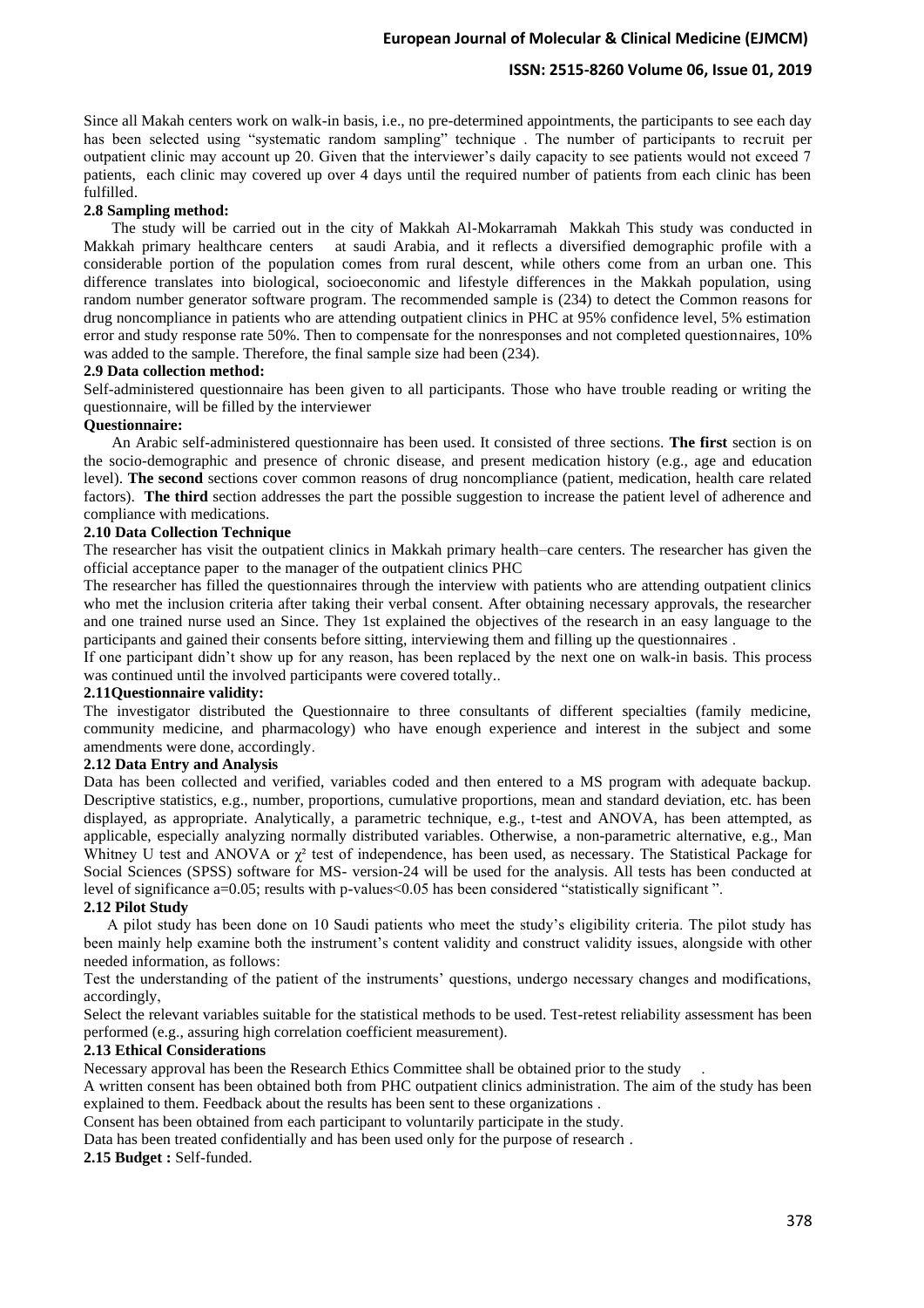Since all Makah centers work on walk-in basis, i.e., no pre-determined appointments, the participants to see each day has been selected using "systematic random sampling" technique . The number of participants to recruit per outpatient clinic may account up 20. Given that the interviewer's daily capacity to see patients would not exceed 7 patients, each clinic may covered up over 4 days until the required number of patients from each clinic has been fulfilled.

**2.8 Sampling method:**

The study will be carried out in the city of Makkah Al-Mokarramah Makkah This study was conducted in Makkah primary healthcare centers at saudi Arabia, and it reflects a diversified demographic profile with a considerable portion of the population comes from rural descent, while others come from an urban one. This difference translates into biological, socioeconomic and lifestyle differences in the Makkah population, using random number generator software program. The recommended sample is (234) to detect the Common reasons for drug noncompliance in patients who are attending outpatient clinics in PHC at 95% confidence level, 5% estimation error and study response rate 50%. Then to compensate for the nonresponses and not completed questionnaires, 10% was added to the sample. Therefore, the final sample size had been (234).

**2.9 Data collection method:**

Self-administered questionnaire has been given to all participants. Those who have trouble reading or writing the questionnaire, will be filled by the interviewer

**Questionnaire:**

An Arabic self-administered questionnaire has been used. It consisted of three sections. **The first** section is on the socio-demographic and presence of chronic disease, and present medication history (e.g., age and education level). **The second** sections cover common reasons of drug noncompliance (patient, medication, health care related factors). **The third** section addresses the part the possible suggestion to increase the patient level of adherence and compliance with medications.

**2.10 Data Collection Technique**

The researcher has visit the outpatient clinics in Makkah primary health–care centers. The researcher has given the official acceptance paper to the manager of the outpatient clinics PHC

The researcher has filled the questionnaires through the interview with patients who are attending outpatient clinics who met the inclusion criteria after taking their verbal consent. After obtaining necessary approvals, the researcher and one trained nurse used an Since. They 1st explained the objectives of the research in an easy language to the participants and gained their consents before sitting, interviewing them and filling up the questionnaires .

If one participant didn't show up for any reason, has been replaced by the next one on walk-in basis. This process was continued until the involved participants were covered totally..

**2.11Questionnaire validity:**

The investigator distributed the Questionnaire to three consultants of different specialties (family medicine, community medicine, and pharmacology) who have enough experience and interest in the subject and some amendments were done, accordingly.

**2.12 Data Entry and Analysis**

Data has been collected and verified, variables coded and then entered to a MS program with adequate backup. Descriptive statistics, e.g., number, proportions, cumulative proportions, mean and standard deviation, etc. has been displayed, as appropriate. Analytically, a parametric technique, e.g., t-test and ANOVA, has been attempted, as applicable, especially analyzing normally distributed variables. Otherwise, a non-parametric alternative, e.g., Man Whitney U test and ANOVA or $\chi^2$ test of independence, has been used, as necessary. The Statistical Package for Social Sciences (SPSS) software for MS- version-24 will be used for the analysis. All tests has been conducted at level of significance a=0.05; results with p-values<0.05 has been considered "statistically significant ".

**2.12 Pilot Study**

A pilot study has been done on 10 Saudi patients who meet the study's eligibility criteria. The pilot study has been mainly help examine both the instrument's content validity and construct validity issues, alongside with other needed information, as follows:

Test the understanding of the patient of the instruments' questions, undergo necessary changes and modifications, accordingly,

Select the relevant variables suitable for the statistical methods to be used. Test-retest reliability assessment has been performed (e.g., assuring high correlation coefficient measurement).

**2.13 Ethical Considerations**

Necessary approval has been the Research Ethics Committee shall be obtained prior to the study .

A written consent has been obtained both from PHC outpatient clinics administration. The aim of the study has been explained to them. Feedback about the results has been sent to these organizations .

Consent has been obtained from each participant to voluntarily participate in the study.

Data has been treated confidentially and has been used only for the purpose of research .

**2.15 Budget :** Self-funded.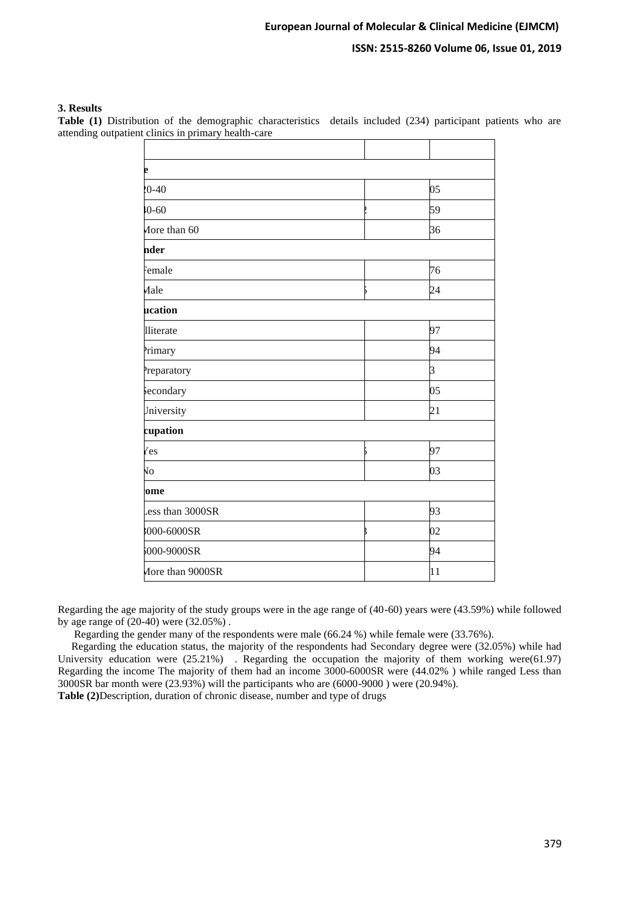### 3. Results

**Table (1)** Distribution of the demographic characteristics details included (234) participant patients who are attending outpatient clinics in primary health-care

| | | |
|---|---|---|
| e | | |
| 20-40 | | 05 |
| 40-60 | 2 | 59 |
| More than 60 | | 36 |
| nder | | |
| Female | | 76 |
| Male | 5 | 24 |
| ucation | | |
| Illiterate | | 97 |
| Primary | | 94 |
| Preparatory | | 3 |
| Secondary | | 05 |
| University | | 21 |
| cupation | | |
| Yes | 5 | 97 |
| No | | 03 |
| ome | | |
| Less than 3000SR | | 93 |
| 3000-6000SR | 3 | 02 |
| 6000-9000SR | | 94 |
| More than 9000SR | | 11 |

Regarding the age majority of the study groups were in the age range of (40-60) years were (43.59%) while followed by age range of (20-40) were (32.05%) .

Regarding the gender many of the respondents were male (66.24 %) while female were (33.76%).

Regarding the education status, the majority of the respondents had Secondary degree were (32.05%) while had University education were (25.21%) . Regarding the occupation the majority of them working were(61.97) Regarding the income The majority of them had an income 3000-6000SR were (44.02% ) while ranged Less than 3000SR bar month were (23.93%) will the participants who are (6000-9000 ) were (20.94%).

**Table (2)**Description, duration of chronic disease, number and type of drugs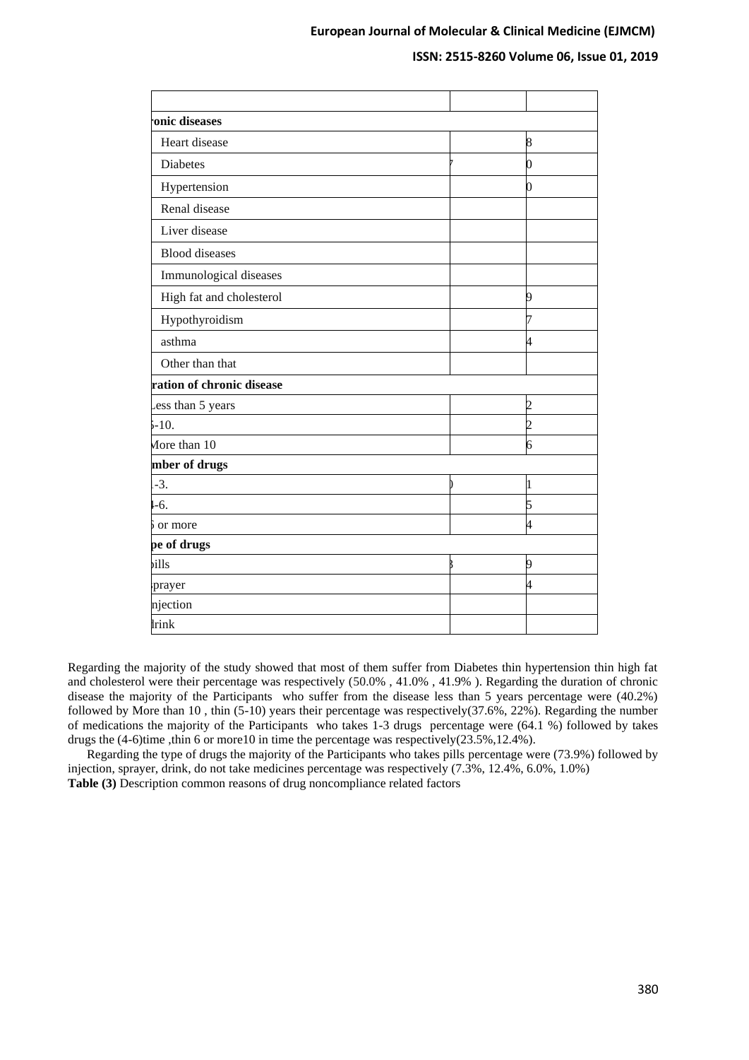| | | |
|---|---|---|
| ronic diseases | | |
| Heart disease | | 8 |
| Diabetes | 7 | 0 |
| Hypertension | | 0 |
| Renal disease | | |
| Liver disease | | |
| Blood diseases | | |
| Immunological diseases | | |
| High fat and cholesterol | | 9 |
| Hypothyroidism | | 7 |
| asthma | | 4 |
| Other than that | | |
| ration of chronic disease | | |
| ess than 5 years | | 2 |
| -10. | | 2 |
| More than 10 | | 6 |
| mber of drugs | | |
| -3. | ) | 1 |
| -6. | | 5 |
| or more | | 4 |
| pe of drugs | | |
| pills | 3 | 9 |
| sprayer | | 4 |
| njection | | |
| drink | | |

Regarding the majority of the study showed that most of them suffer from Diabetes thin hypertension thin high fat and cholesterol were their percentage was respectively (50.0% , 41.0% , 41.9% ). Regarding the duration of chronic disease the majority of the Participants who suffer from the disease less than 5 years percentage were (40.2%) followed by More than 10 , thin (5-10) years their percentage was respectively(37.6%, 22%). Regarding the number of medications the majority of the Participants who takes 1-3 drugs percentage were (64.1 %) followed by takes drugs the (4-6)time ,thin 6 or more10 in time the percentage was respectively(23.5%,12.4%).

Regarding the type of drugs the majority of the Participants who takes pills percentage were (73.9%) followed by injection, sprayer, drink, do not take medicines percentage was respectively (7.3%, 12.4%, 6.0%, 1.0%)

**Table (3)** Description common reasons of drug noncompliance related factors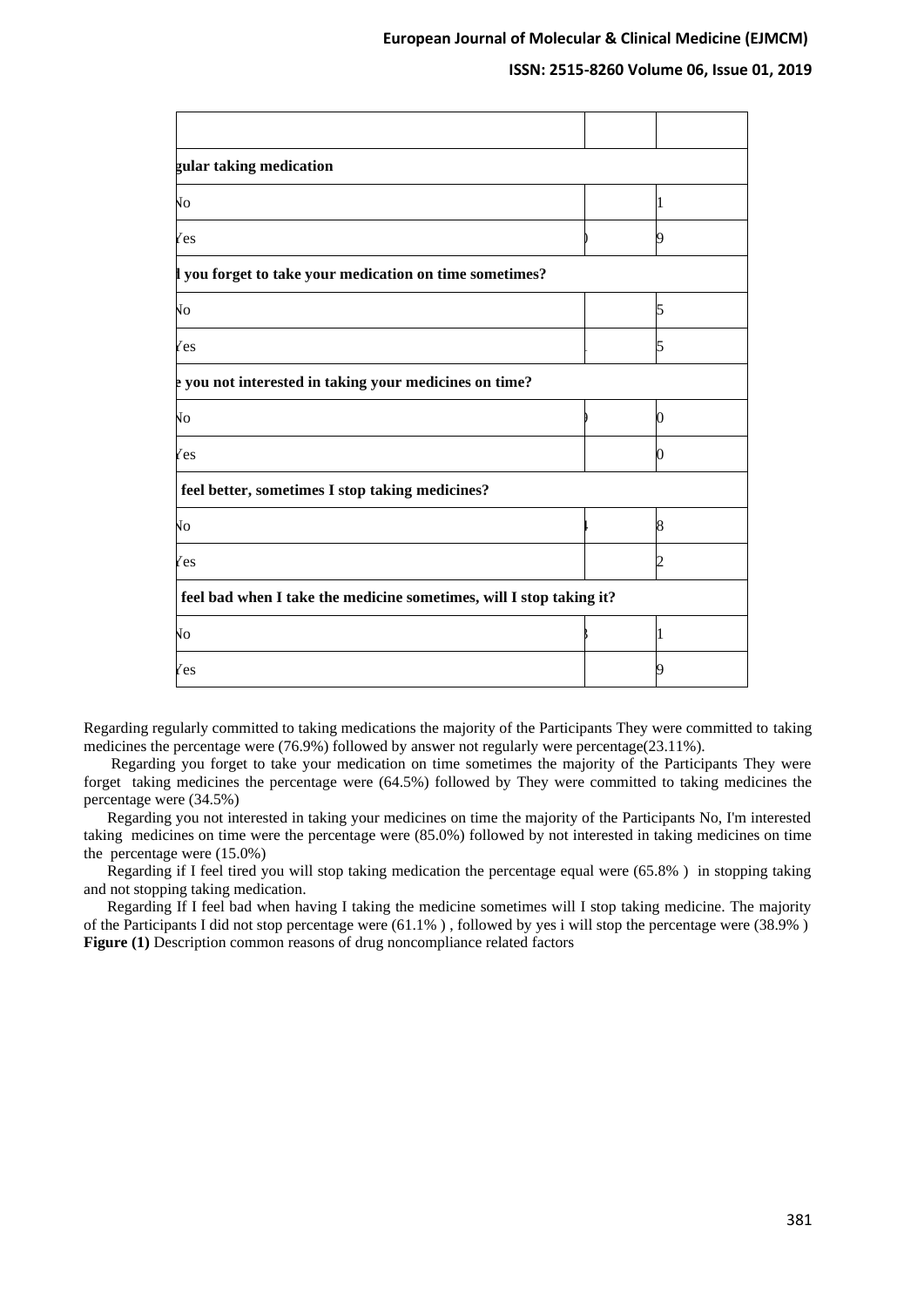| | | |
|---|---|---|
| gular taking medication | | |
| No | | 1 |
| Yes | ) | 9 |
| l you forget to take your medication on time sometimes? | | |
| No | | 5 |
| Yes | . | 5 |
| e you not interested in taking your medicines on time? | | |
| No | ) | 0 |
| Yes | | 0 |
| feel better, sometimes I stop taking medicines? | | |
| No | 4 | 8 |
| Yes | | 2 |
| feel bad when I take the medicine sometimes, will I stop taking it? | | |
| No | 3 | 1 |
| Yes | | 9 |

Regarding regularly committed to taking medications the majority of the Participants They were committed to taking medicines the percentage were (76.9%) followed by answer not regularly were percentage(23.11%).

Regarding you forget to take your medication on time sometimes the majority of the Participants They were forget taking medicines the percentage were (64.5%) followed by They were committed to taking medicines the percentage were (34.5%)

Regarding you not interested in taking your medicines on time the majority of the Participants No, I'm interested taking medicines on time were the percentage were (85.0%) followed by not interested in taking medicines on time the percentage were (15.0%)

Regarding if I feel tired you will stop taking medication the percentage equal were (65.8% ) in stopping taking and not stopping taking medication.

Regarding If I feel bad when having I taking the medicine sometimes will I stop taking medicine. The majority of the Participants I did not stop percentage were (61.1% ) , followed by yes i will stop the percentage were (38.9% )

**Figure (1)** Description common reasons of drug noncompliance related factors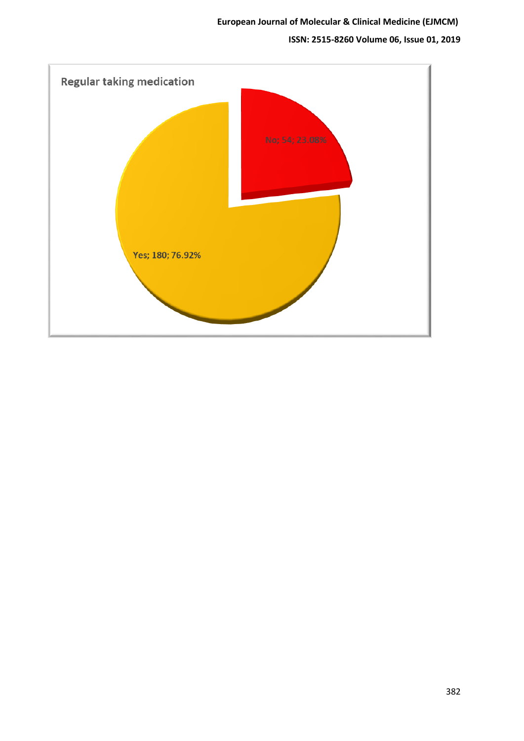Regular taking medication

No; 54; 23.08%

Yes; 180; 76.92%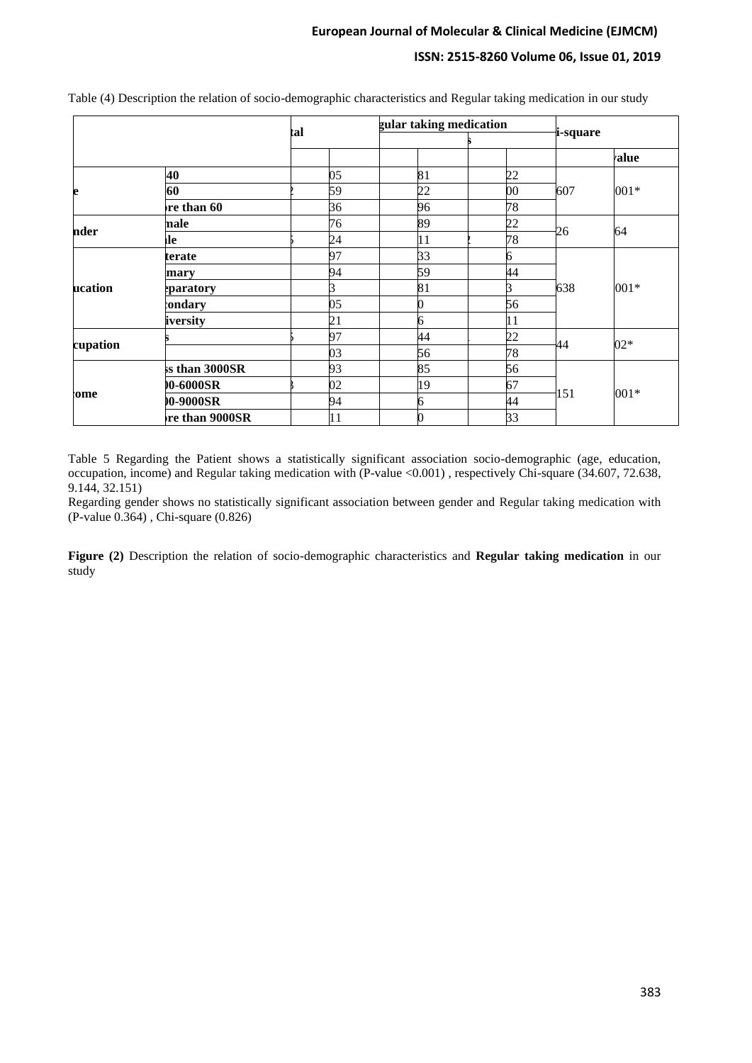Table (4) Description the relation of socio-demographic characteristics and Regular taking medication in our study

| | | tal | | gular taking medication | | | | i-square | |
|---|---|---|---|---|---|---|---|---|---|
| | | | | | s | | | | |
| | | | | | | | | | value |
| e | 40 | | 05 | | 81 | | 22 | 607 | 001* |
| | 60 | 2 | 59 | | 22 | | 00 | | |
| | re than 60 | | 36 | | 96 | | 78 | | |
| nder | male | | 76 | | 89 | | 22 | 26 | 64 |
| | le | 5 | 24 | | 11 | 2 | 78 | | |
| ucation | terate | | 97 | | 33 | | 6 | 638 | 001* |
| | mary | | 94 | | 59 | | 44 | | |
| | paratory | | 3 | | 81 | | 3 | | |
| | condary | | 05 | | 0 | | 56 | | |
| | iversity | | 21 | | 6 | | 11 | | |
| cupation | s | 5 | 97 | | 44 | | 22 | 44 | 02* |
| | | | 03 | | 56 | | 78 | | |
| come | ss than 3000SR | | 93 | | 85 | | 56 | 151 | 001* |
| | 00-6000SR | 3 | 02 | | 19 | | 67 | | |
| | 00-9000SR | | 94 | | 6 | | 44 | | |
| | re than 9000SR | | 11 | | 0 | | 33 | | |

Table 5 Regarding the Patient shows a statistically significant association socio-demographic (age, education, occupation, income) and Regular taking medication with (P-value <0.001) , respectively Chi-square (34.607, 72.638, 9.144, 32.151)

Regarding gender shows no statistically significant association between gender and Regular taking medication with (P-value 0.364) , Chi-square (0.826)

**Figure (2)** Description the relation of socio-demographic characteristics and **Regular taking medication** in our study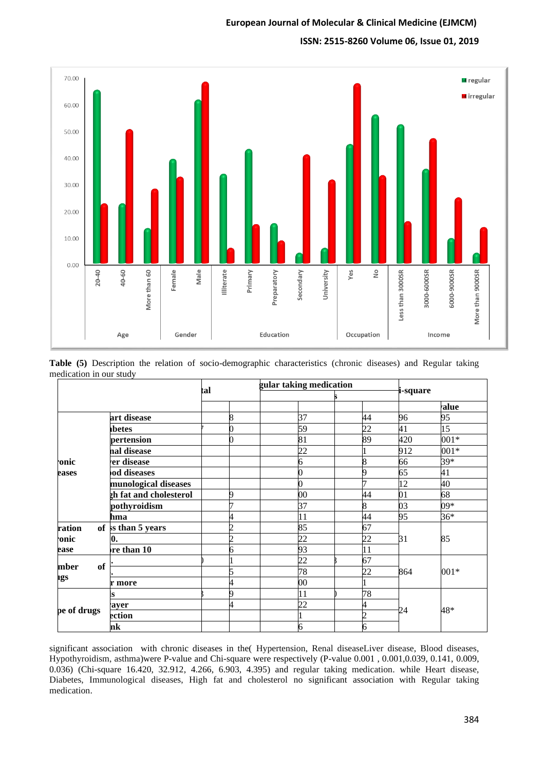**Table (5)** Description the relation of socio-demographic characteristics (chronic diseases) and Regular taking medication in our study

| | | tal | | gular taking medication | | | | i-square | |
|---|---|---|---|---|---|---|---|---|---|
| | | | | | | s | | | |
| | | | | | | | | | alue |
| onic eases | art disease | | 8 | | 37 | | 44 | 96 | 95 |
| | abetes | 7 | 0 | | 59 | | 22 | 41 | 15 |
| | pertension | | 0 | | 81 | | 89 | 420 | 001* |
| | nal disease | | | | 22 | | 1 | 912 | 001* |
| | er disease | | | | 6 | | 8 | 66 | 39* |
| | od diseases | | | | 0 | | 9 | 65 | 41 |
| | munological diseases | | | | 0 | | 7 | 12 | 40 |
| | gh fat and cholesterol | | 9 | | 00 | | 44 | 01 | 68 |
| | pothyroidism | | 7 | | 37 | | 8 | 03 | 09* |
| | hma | | 4 | | 11 | | 44 | 95 | 36* |
| ration of onic ease | ss than 5 years | | 2 | | 85 | | 67 | 31 | 85 |
| | 0. | | 2 | | 22 | | 22 | | |
| | re than 10 | | 6 | | 93 | | 11 | | |
| mber of gs | . | ) | 1 | | 22 | 3 | 67 | 864 | 001* |
| | . | | 5 | | 78 | | 22 | | |
| | r more | | 4 | | 00 | | 1 | | |
| pe of drugs | s | 3 | 9 | | 11 | ) | 78 | 24 | 48* |
| | ayer | | 4 | | 22 | | 4 | | |
| | ection | | | | 1 | | 2 | | |
| | nk | | | | 6 | | 6 | | |

significant association with chronic diseases in the( Hypertension, Renal diseaseLiver disease, Blood diseases, Hypothyroidism, asthma)were P-value and Chi-square were respectively (P-value 0.001 , 0.001,0.039, 0.141, 0.009, 0.036) (Chi-square 16.420, 32.912, 4.266, 6.903, 4.395) and regular taking medication. while Heart disease, Diabetes, Immunological diseases, High fat and cholesterol no significant association with Regular taking medication.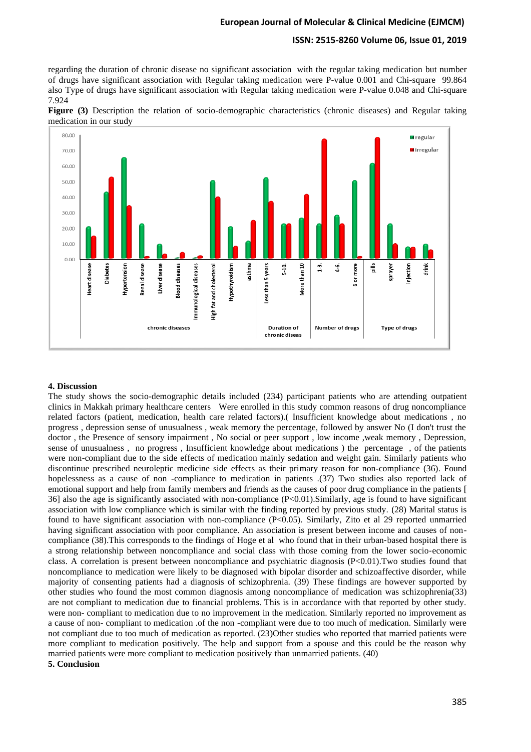regarding the duration of chronic disease no significant association with the regular taking medication but number of drugs have significant association with Regular taking medication were P-value 0.001 and Chi-square 99.864 also Type of drugs have significant association with Regular taking medication were P-value 0.048 and Chi-square 7.924

**Figure (3)** Description the relation of socio-demographic characteristics (chronic diseases) and Regular taking medication in our study

## 4. Discussion

The study shows the socio-demographic details included (234) participant patients who are attending outpatient clinics in Makkah primary healthcare centers Were enrolled in this study common reasons of drug noncompliance related factors (patient, medication, health care related factors).( Insufficient knowledge about medications , no progress , depression sense of unusualness , weak memory the percentage, followed by answer No (I don't trust the doctor , the Presence of sensory impairment , No social or peer support , low income ,weak memory , Depression, sense of unusualness , no progress , Insufficient knowledge about medications ) the percentage , of the patients were non-compliant due to the side effects of medication mainly sedation and weight gain. Similarly patients who discontinue prescribed neuroleptic medicine side effects as their primary reason for non-compliance (36). Found hopelessness as a cause of non -compliance to medication in patients .(37) Two studies also reported lack of emotional support and help from family members and friends as the causes of poor drug compliance in the patients [ 36] also the age is significantly associated with non-compliance (P<0.01).Similarly, age is found to have significant association with low compliance which is similar with the finding reported by previous study. (28) Marital status is found to have significant association with non-compliance (P<0.05). Similarly, Zito et al 29 reported unmarried having significant association with poor compliance. An association is present between income and causes of non-compliance (38).This corresponds to the findings of Hoge et al who found that in their urban-based hospital there is a strong relationship between noncompliance and social class with those coming from the lower socio-economic class. A correlation is present between noncompliance and psychiatric diagnosis (P<0.01).Two studies found that noncompliance to medication were likely to be diagnosed with bipolar disorder and schizoaffective disorder, while majority of consenting patients had a diagnosis of schizophrenia. (39) These findings are however supported by other studies who found the most common diagnosis among noncompliance of medication was schizophrenia(33) are not compliant to medication due to financial problems. This is in accordance with that reported by other study. were non- compliant to medication due to no improvement in the medication. Similarly reported no improvement as a cause of non- compliant to medication .of the non -compliant were due to too much of medication. Similarly were not compliant due to too much of medication as reported. (23)Other studies who reported that married patients were more compliant to medication positively. The help and support from a spouse and this could be the reason why married patients were more compliant to medication positively than unmarried patients. (40)

## 5. Conclusion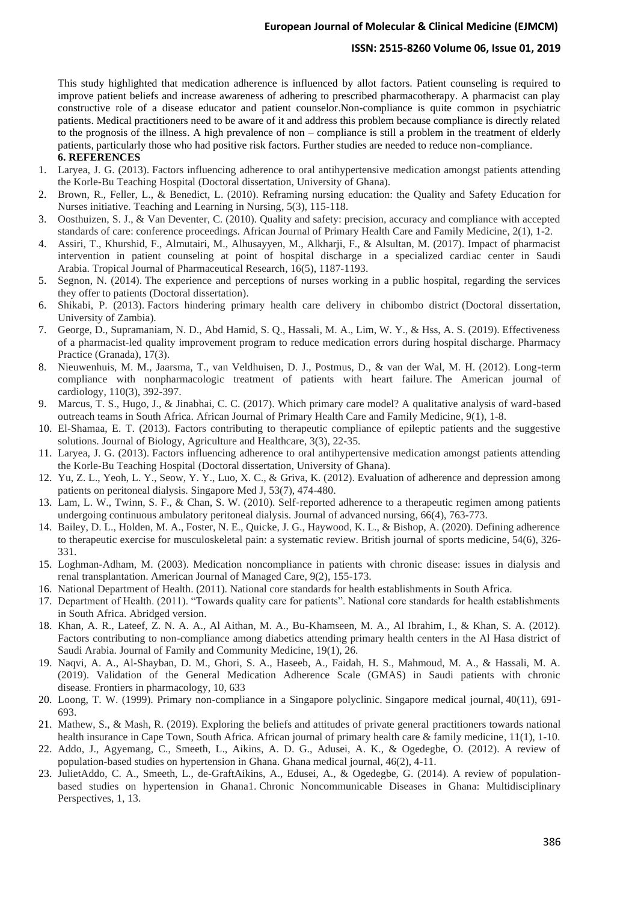This study highlighted that medication adherence is influenced by allot factors. Patient counseling is required to improve patient beliefs and increase awareness of adhering to prescribed pharmacotherapy. A pharmacist can play constructive role of a disease educator and patient counselor.Non-compliance is quite common in psychiatric patients. Medical practitioners need to be aware of it and address this problem because compliance is directly related to the prognosis of the illness. A high prevalence of non – compliance is still a problem in the treatment of elderly patients, particularly those who had positive risk factors. Further studies are needed to reduce non-compliance.

## 6. REFERENCES

1. Laryea, J. G. (2013). Factors influencing adherence to oral antihypertensive medication amongst patients attending the Korle-Bu Teaching Hospital (Doctoral dissertation, University of Ghana).
2. Brown, R., Feller, L., & Benedict, L. (2010). Reframing nursing education: the Quality and Safety Education for Nurses initiative. Teaching and Learning in Nursing, 5(3), 115-118.
3. Oosthuizen, S. J., & Van Deventer, C. (2010). Quality and safety: precision, accuracy and compliance with accepted standards of care: conference proceedings. African Journal of Primary Health Care and Family Medicine, 2(1), 1-2.
4. Assiri, T., Khurshid, F., Almutairi, M., Alhusayyen, M., Alkharji, F., & Alsultan, M. (2017). Impact of pharmacist intervention in patient counseling at point of hospital discharge in a specialized cardiac center in Saudi Arabia. Tropical Journal of Pharmaceutical Research, 16(5), 1187-1193.
5. Segnon, N. (2014). The experience and perceptions of nurses working in a public hospital, regarding the services they offer to patients (Doctoral dissertation).
6. Shikabi, P. (2013). Factors hindering primary health care delivery in chibombo district (Doctoral dissertation, University of Zambia).
7. George, D., Supramaniam, N. D., Abd Hamid, S. Q., Hassali, M. A., Lim, W. Y., & Hss, A. S. (2019). Effectiveness of a pharmacist-led quality improvement program to reduce medication errors during hospital discharge. Pharmacy Practice (Granada), 17(3).
8. Nieuwenhuis, M. M., Jaarsma, T., van Veldhuisen, D. J., Postmus, D., & van der Wal, M. H. (2012). Long-term compliance with nonpharmacologic treatment of patients with heart failure. The American journal of cardiology, 110(3), 392-397.
9. Marcus, T. S., Hugo, J., & Jinabhai, C. C. (2017). Which primary care model? A qualitative analysis of ward-based outreach teams in South Africa. African Journal of Primary Health Care and Family Medicine, 9(1), 1-8.
10. El-Shamaa, E. T. (2013). Factors contributing to therapeutic compliance of epileptic patients and the suggestive solutions. Journal of Biology, Agriculture and Healthcare, 3(3), 22-35.
11. Laryea, J. G. (2013). Factors influencing adherence to oral antihypertensive medication amongst patients attending the Korle-Bu Teaching Hospital (Doctoral dissertation, University of Ghana).
12. Yu, Z. L., Yeoh, L. Y., Seow, Y. Y., Luo, X. C., & Griva, K. (2012). Evaluation of adherence and depression among patients on peritoneal dialysis. Singapore Med J, 53(7), 474-480.
13. Lam, L. W., Twinn, S. F., & Chan, S. W. (2010). Self-reported adherence to a therapeutic regimen among patients undergoing continuous ambulatory peritoneal dialysis. Journal of advanced nursing, 66(4), 763-773.
14. Bailey, D. L., Holden, M. A., Foster, N. E., Quicke, J. G., Haywood, K. L., & Bishop, A. (2020). Defining adherence to therapeutic exercise for musculoskeletal pain: a systematic review. British journal of sports medicine, 54(6), 326-331.
15. Loghman-Adham, M. (2003). Medication noncompliance in patients with chronic disease: issues in dialysis and renal transplantation. American Journal of Managed Care, 9(2), 155-173.
16. National Department of Health. (2011). National core standards for health establishments in South Africa.
17. Department of Health. (2011). "Towards quality care for patients". National core standards for health establishments in South Africa. Abridged version.
18. Khan, A. R., Lateef, Z. N. A. A., Al Aithan, M. A., Bu-Khamseen, M. A., Al Ibrahim, I., & Khan, S. A. (2012). Factors contributing to non-compliance among diabetics attending primary health centers in the Al Hasa district of Saudi Arabia. Journal of Family and Community Medicine, 19(1), 26.
19. Naqvi, A. A., Al-Shayban, D. M., Ghori, S. A., Haseeb, A., Faidah, H. S., Mahmoud, M. A., & Hassali, M. A. (2019). Validation of the General Medication Adherence Scale (GMAS) in Saudi patients with chronic disease. Frontiers in pharmacology, 10, 633
20. Loong, T. W. (1999). Primary non-compliance in a Singapore polyclinic. Singapore medical journal, 40(11), 691-693.
21. Mathew, S., & Mash, R. (2019). Exploring the beliefs and attitudes of private general practitioners towards national health insurance in Cape Town, South Africa. African journal of primary health care & family medicine, 11(1), 1-10.
22. Addo, J., Agyemang, C., Smeeth, L., Aikins, A. D. G., Adusei, A. K., & Ogedegbe, O. (2012). A review of population-based studies on hypertension in Ghana. Ghana medical journal, 46(2), 4-11.
23. JulietAddo, C. A., Smeeth, L., de-GraftAikins, A., Edusei, A., & Ogedegbe, G. (2014). A review of population-based studies on hypertension in Ghana1. Chronic Noncommunicable Diseases in Ghana: Multidisciplinary Perspectives, 1, 13.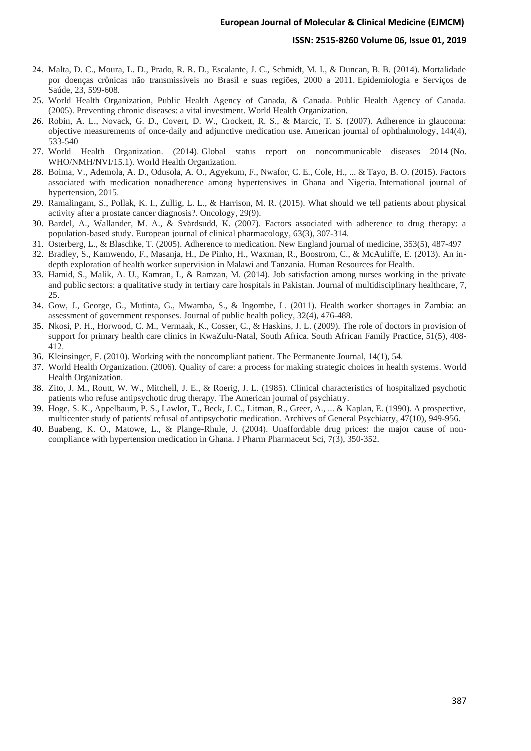24. Malta, D. C., Moura, L. D., Prado, R. R. D., Escalante, J. C., Schmidt, M. I., & Duncan, B. B. (2014). Mortalidade por doenças crônicas não transmissíveis no Brasil e suas regiões, 2000 a 2011. Epidemiologia e Serviços de Saúde, 23, 599-608.
25. World Health Organization, Public Health Agency of Canada, & Canada. Public Health Agency of Canada. (2005). Preventing chronic diseases: a vital investment. World Health Organization.
26. Robin, A. L., Novack, G. D., Covert, D. W., Crockett, R. S., & Marcic, T. S. (2007). Adherence in glaucoma: objective measurements of once-daily and adjunctive medication use. American journal of ophthalmology, 144(4), 533-540
27. World Health Organization. (2014). Global status report on noncommunicable diseases 2014 (No. WHO/NMH/NVI/15.1). World Health Organization.
28. Boima, V., Ademola, A. D., Odusola, A. O., Agyekum, F., Nwafor, C. E., Cole, H., ... & Tayo, B. O. (2015). Factors associated with medication nonadherence among hypertensives in Ghana and Nigeria. International journal of hypertension, 2015.
29. Ramalingam, S., Pollak, K. I., Zullig, L. L., & Harrison, M. R. (2015). What should we tell patients about physical activity after a prostate cancer diagnosis?. Oncology, 29(9).
30. Bardel, A., Wallander, M. A., & Svärdsudd, K. (2007). Factors associated with adherence to drug therapy: a population-based study. European journal of clinical pharmacology, 63(3), 307-314.
31. Osterberg, L., & Blaschke, T. (2005). Adherence to medication. New England journal of medicine, 353(5), 487-497
32. Bradley, S., Kamwendo, F., Masanja, H., De Pinho, H., Waxman, R., Boostrom, C., & McAuliffe, E. (2013). An in-depth exploration of health worker supervision in Malawi and Tanzania. Human Resources for Health.
33. Hamid, S., Malik, A. U., Kamran, I., & Ramzan, M. (2014). Job satisfaction among nurses working in the private and public sectors: a qualitative study in tertiary care hospitals in Pakistan. Journal of multidisciplinary healthcare, 7, 25.
34. Gow, J., George, G., Mutinta, G., Mwamba, S., & Ingombe, L. (2011). Health worker shortages in Zambia: an assessment of government responses. Journal of public health policy, 32(4), 476-488.
35. Nkosi, P. H., Horwood, C. M., Vermaak, K., Cosser, C., & Haskins, J. L. (2009). The role of doctors in provision of support for primary health care clinics in KwaZulu-Natal, South Africa. South African Family Practice, 51(5), 408-412.
36. Kleinsinger, F. (2010). Working with the noncompliant patient. The Permanente Journal, 14(1), 54.
37. World Health Organization. (2006). Quality of care: a process for making strategic choices in health systems. World Health Organization.
38. Zito, J. M., Routt, W. W., Mitchell, J. E., & Roerig, J. L. (1985). Clinical characteristics of hospitalized psychotic patients who refuse antipsychotic drug therapy. The American journal of psychiatry.
39. Hoge, S. K., Appelbaum, P. S., Lawlor, T., Beck, J. C., Litman, R., Greer, A., ... & Kaplan, E. (1990). A prospective, multicenter study of patients' refusal of antipsychotic medication. Archives of General Psychiatry, 47(10), 949-956.
40. Buabeng, K. O., Matowe, L., & Plange-Rhule, J. (2004). Unaffordable drug prices: the major cause of non-compliance with hypertension medication in Ghana. J Pharm Pharmaceut Sci, 7(3), 350-352.